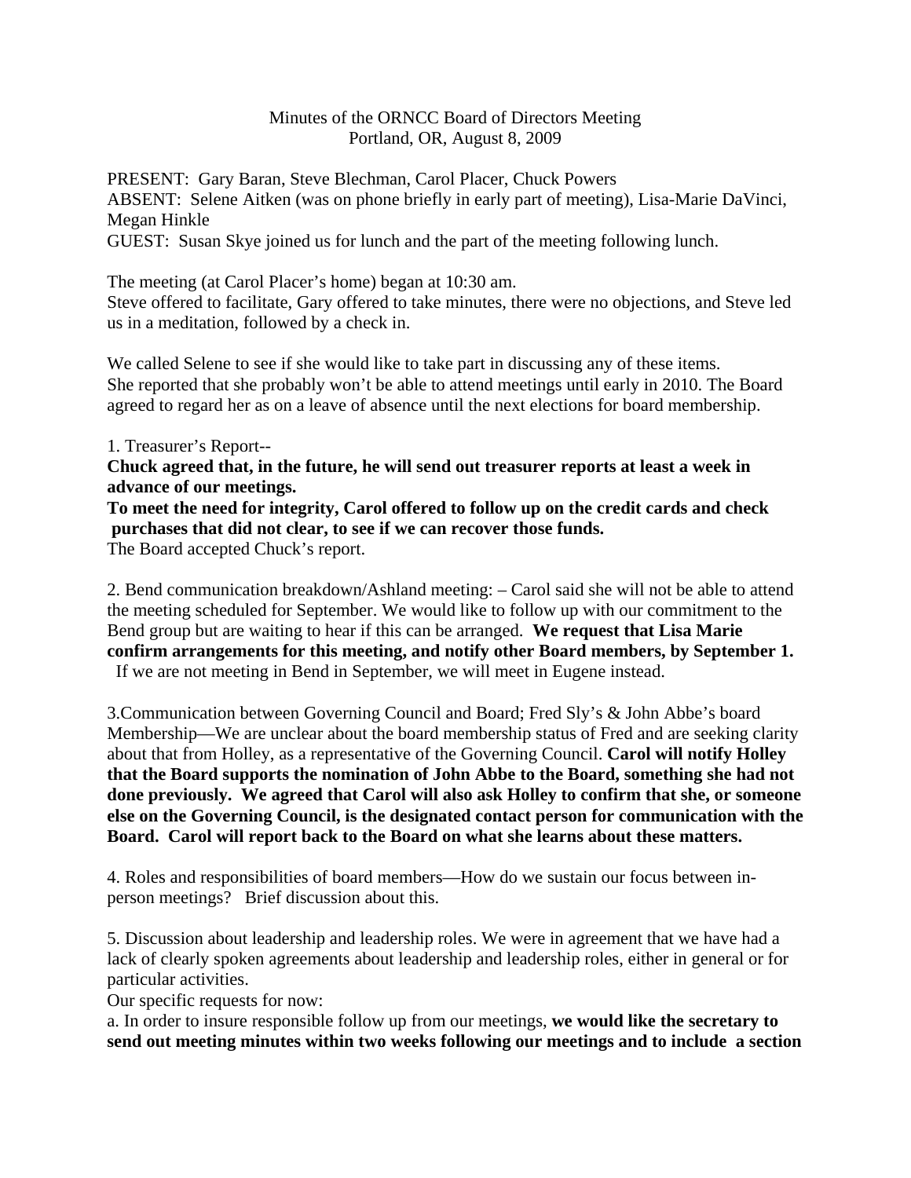Minutes of the ORNCC Board of Directors Meeting
Portland, OR, August 8, 2009

PRESENT: Gary Baran, Steve Blechman, Carol Placer, Chuck Powers
ABSENT: Selene Aitken (was on phone briefly in early part of meeting), Lisa-Marie DaVinci, Megan Hinkle
GUEST: Susan Skye joined us for lunch and the part of the meeting following lunch.

The meeting (at Carol Placer's home) began at 10:30 am.
Steve offered to facilitate, Gary offered to take minutes, there were no objections, and Steve led us in a meditation, followed by a check in.

We called Selene to see if she would like to take part in discussing any of these items. She reported that she probably won't be able to attend meetings until early in 2010. The Board agreed to regard her as on a leave of absence until the next elections for board membership.

1. Treasurer's Report--
**Chuck agreed that, in the future, he will send out treasurer reports at least a week in advance of our meetings.**
**To meet the need for integrity, Carol offered to follow up on the credit cards and check purchases that did not clear, to see if we can recover those funds.**
The Board accepted Chuck's report.

2. Bend communication breakdown/Ashland meeting: – Carol said she will not be able to attend the meeting scheduled for September. We would like to follow up with our commitment to the Bend group but are waiting to hear if this can be arranged. **We request that Lisa Marie confirm arrangements for this meeting, and notify other Board members, by September 1.** If we are not meeting in Bend in September, we will meet in Eugene instead.

3.Communication between Governing Council and Board; Fred Sly's & John Abbe's board Membership—We are unclear about the board membership status of Fred and are seeking clarity about that from Holley, as a representative of the Governing Council. **Carol will notify Holley that the Board supports the nomination of John Abbe to the Board, something she had not done previously. We agreed that Carol will also ask Holley to confirm that she, or someone else on the Governing Council, is the designated contact person for communication with the Board. Carol will report back to the Board on what she learns about these matters.**

4. Roles and responsibilities of board members—How do we sustain our focus between in-person meetings? Brief discussion about this.

5. Discussion about leadership and leadership roles. We were in agreement that we have had a lack of clearly spoken agreements about leadership and leadership roles, either in general or for particular activities.
Our specific requests for now:
a. In order to insure responsible follow up from our meetings, **we would like the secretary to send out meeting minutes within two weeks following our meetings and to include a section**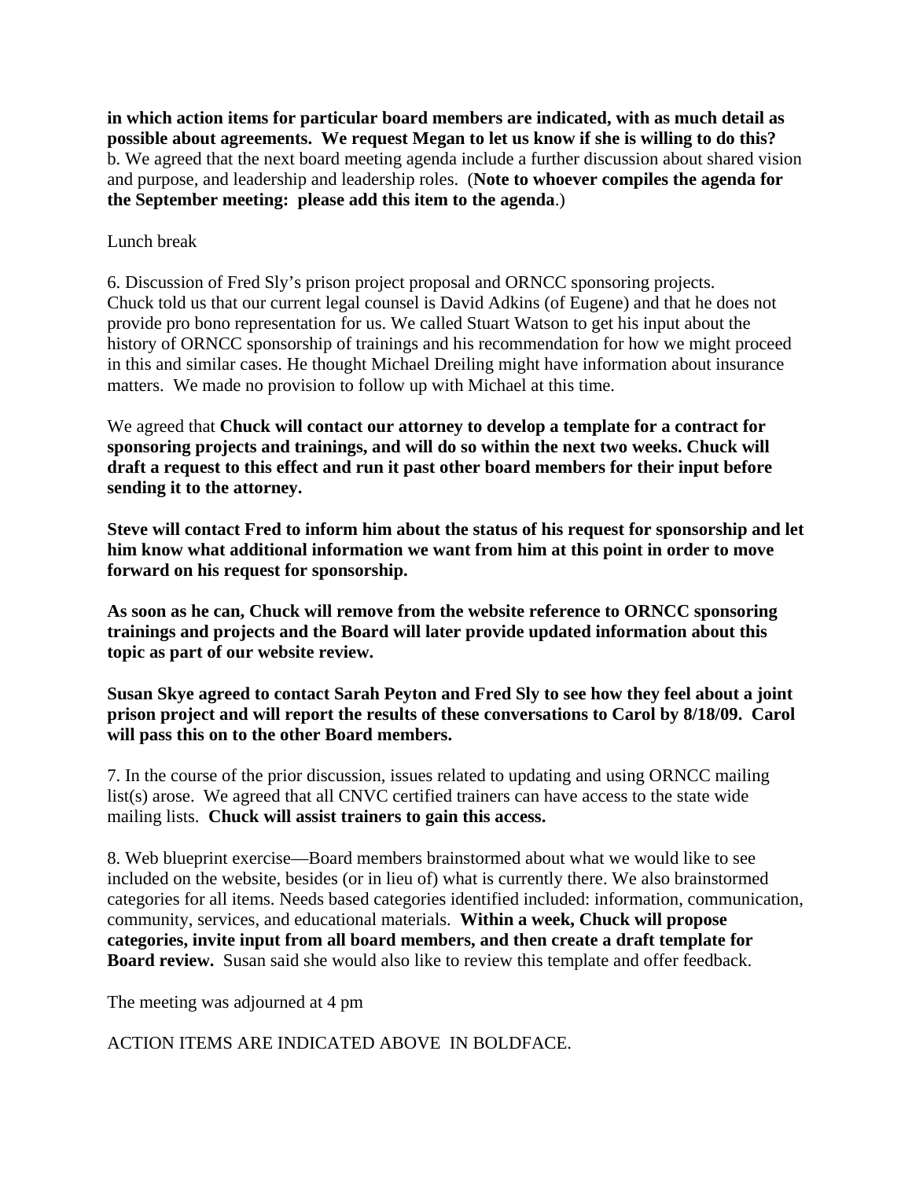**in which action items for particular board members are indicated, with as much detail as possible about agreements. We request Megan to let us know if she is willing to do this?**
b. We agreed that the next board meeting agenda include a further discussion about shared vision and purpose, and leadership and leadership roles. (**Note to whoever compiles the agenda for the September meeting: please add this item to the agenda**.)

Lunch break

6. Discussion of Fred Sly's prison project proposal and ORNCC sponsoring projects.
Chuck told us that our current legal counsel is David Adkins (of Eugene) and that he does not provide pro bono representation for us. We called Stuart Watson to get his input about the history of ORNCC sponsorship of trainings and his recommendation for how we might proceed in this and similar cases. He thought Michael Dreiling might have information about insurance matters. We made no provision to follow up with Michael at this time.

We agreed that **Chuck will contact our attorney to develop a template for a contract for sponsoring projects and trainings, and will do so within the next two weeks. Chuck will draft a request to this effect and run it past other board members for their input before sending it to the attorney.**

**Steve will contact Fred to inform him about the status of his request for sponsorship and let him know what additional information we want from him at this point in order to move forward on his request for sponsorship.**

**As soon as he can, Chuck will remove from the website reference to ORNCC sponsoring trainings and projects and the Board will later provide updated information about this topic as part of our website review.**

**Susan Skye agreed to contact Sarah Peyton and Fred Sly to see how they feel about a joint prison project and will report the results of these conversations to Carol by 8/18/09. Carol will pass this on to the other Board members.**

7. In the course of the prior discussion, issues related to updating and using ORNCC mailing list(s) arose. We agreed that all CNVC certified trainers can have access to the state wide mailing lists. **Chuck will assist trainers to gain this access.**

8. Web blueprint exercise—Board members brainstormed about what we would like to see included on the website, besides (or in lieu of) what is currently there. We also brainstormed categories for all items. Needs based categories identified included: information, communication, community, services, and educational materials. **Within a week, Chuck will propose categories, invite input from all board members, and then create a draft template for Board review.** Susan said she would also like to review this template and offer feedback.

The meeting was adjourned at 4 pm

ACTION ITEMS ARE INDICATED ABOVE IN BOLDFACE.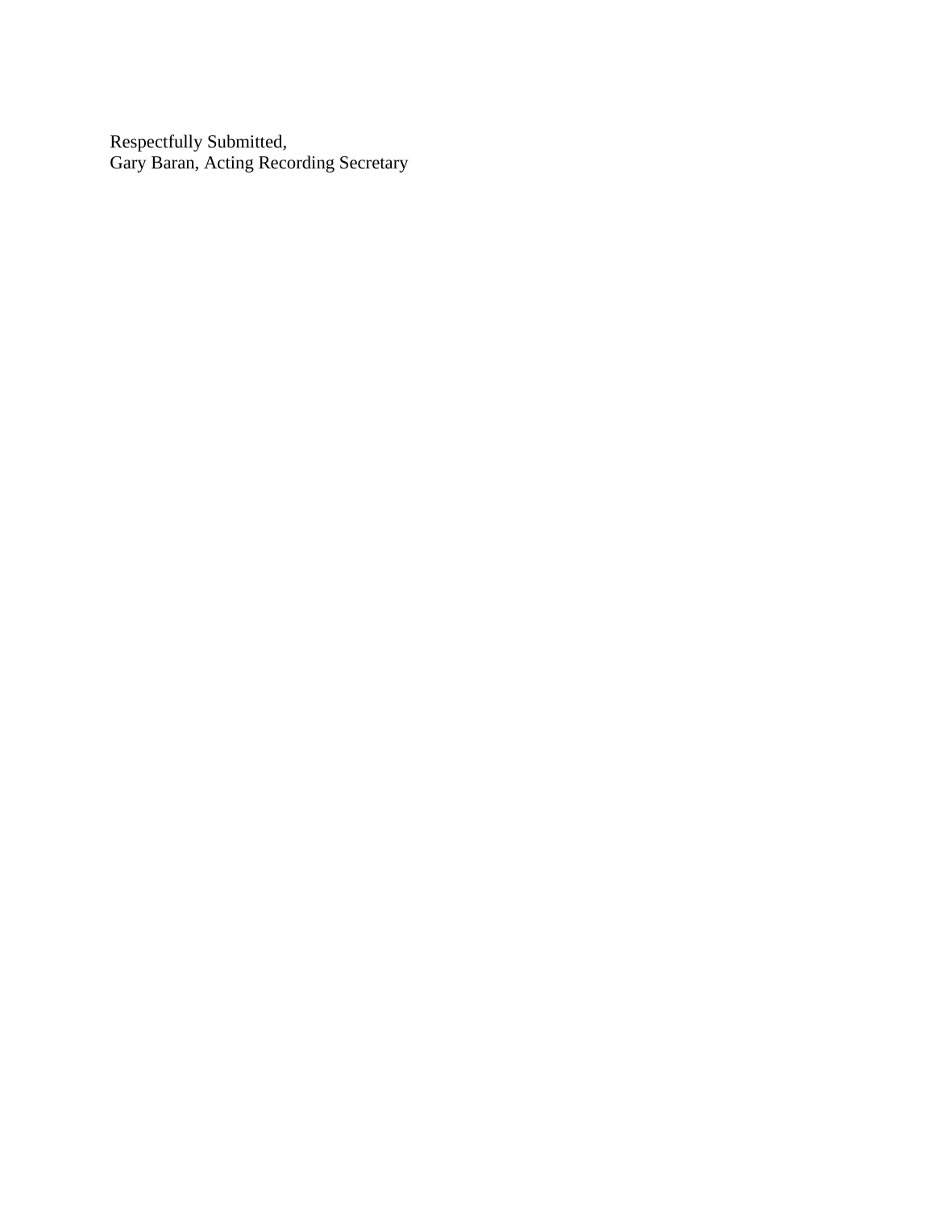Respectfully Submitted,
Gary Baran, Acting Recording Secretary